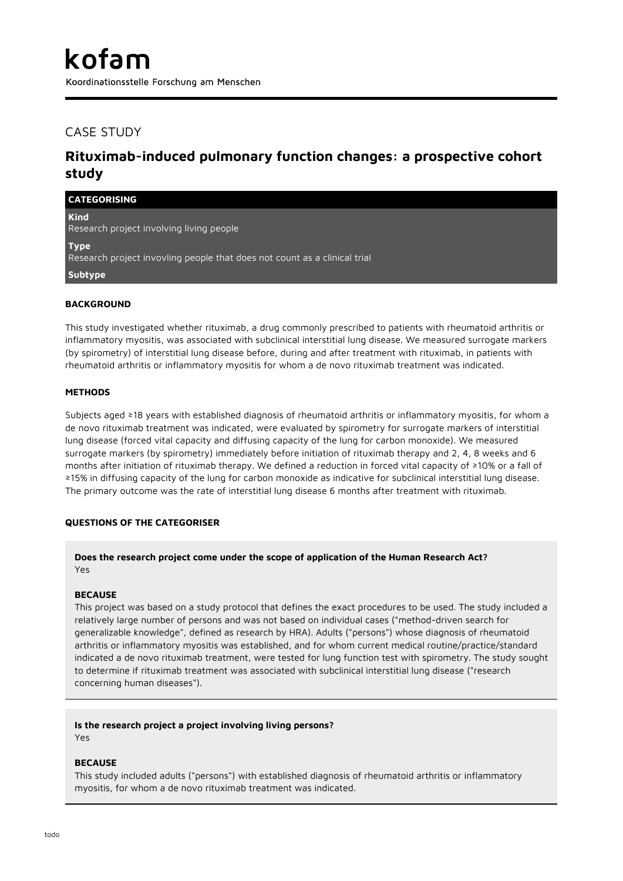# kofam

Koordinationsstelle Forschung am Menschen

## CASE STUDY

## Rituximab-induced pulmonary function changes: a prospective cohort study

**CATEGORISING**

**Kind**
Research project involving living people

**Type**
Research project invovling people that does not count as a clinical trial

**Subtype**

### BACKGROUND

This study investigated whether rituximab, a drug commonly prescribed to patients with rheumatoid arthritis or inflammatory myositis, was associated with subclinical interstitial lung disease. We measured surrogate markers (by spirometry) of interstitial lung disease before, during and after treatment with rituximab, in patients with rheumatoid arthritis or inflammatory myositis for whom a de novo rituximab treatment was indicated.

### METHODS

Subjects aged ≥18 years with established diagnosis of rheumatoid arthritis or inflammatory myositis, for whom a de novo rituximab treatment was indicated, were evaluated by spirometry for surrogate markers of interstitial lung disease (forced vital capacity and diffusing capacity of the lung for carbon monoxide). We measured surrogate markers (by spirometry) immediately before initiation of rituximab therapy and 2, 4, 8 weeks and 6 months after initiation of rituximab therapy. We defined a reduction in forced vital capacity of ≥10% or a fall of ≥15% in diffusing capacity of the lung for carbon monoxide as indicative for subclinical interstitial lung disease. The primary outcome was the rate of interstitial lung disease 6 months after treatment with rituximab.

### QUESTIONS OF THE CATEGORISER

**Does the research project come under the scope of application of the Human Research Act?**
Yes

**BECAUSE**
This project was based on a study protocol that defines the exact procedures to be used. The study included a relatively large number of persons and was not based on individual cases ("method-driven search for generalizable knowledge", defined as research by HRA). Adults ("persons") whose diagnosis of rheumatoid arthritis or inflammatory myositis was established, and for whom current medical routine/practice/standard indicated a de novo rituximab treatment, were tested for lung function test with spirometry. The study sought to determine if rituximab treatment was associated with subclinical interstitial lung disease ("research concerning human diseases").

**Is the research project a project involving living persons?**
Yes

**BECAUSE**
This study included adults ("persons") with established diagnosis of rheumatoid arthritis or inflammatory myositis, for whom a de novo rituximab treatment was indicated.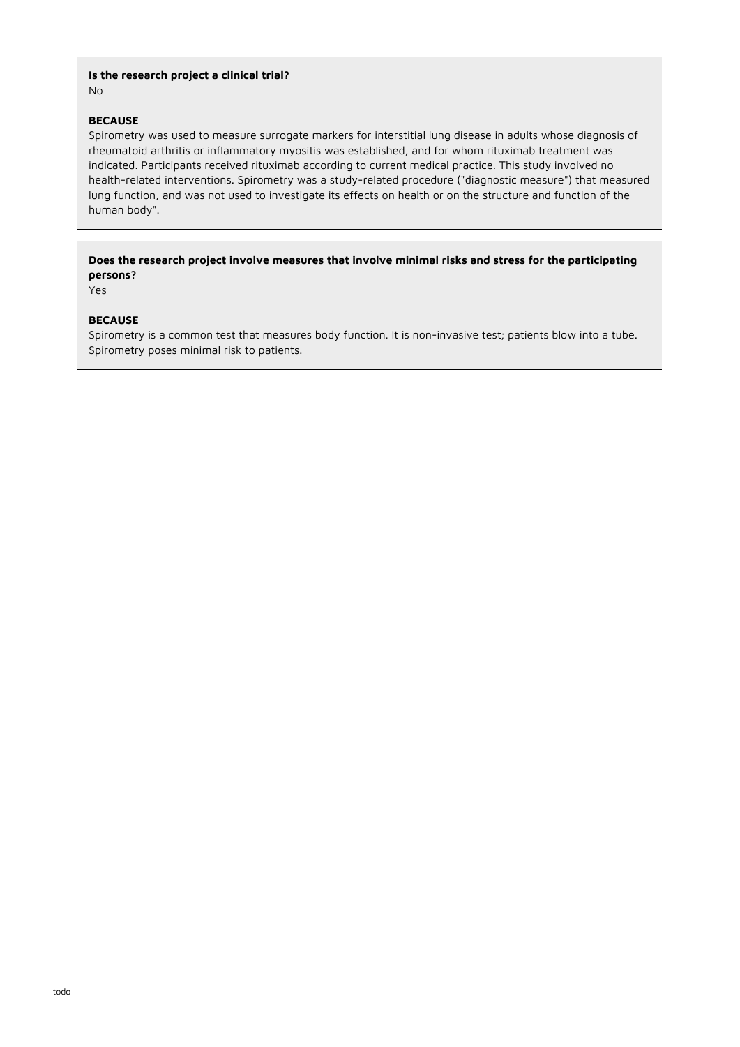**Is the research project a clinical trial?**

No

**BECAUSE**

Spirometry was used to measure surrogate markers for interstitial lung disease in adults whose diagnosis of rheumatoid arthritis or inflammatory myositis was established, and for whom rituximab treatment was indicated. Participants received rituximab according to current medical practice. This study involved no health-related interventions. Spirometry was a study-related procedure ("diagnostic measure") that measured lung function, and was not used to investigate its effects on health or on the structure and function of the human body".

**Does the research project involve measures that involve minimal risks and stress for the participating persons?**

Yes

**BECAUSE**

Spirometry is a common test that measures body function. It is non-invasive test; patients blow into a tube. Spirometry poses minimal risk to patients.

todo